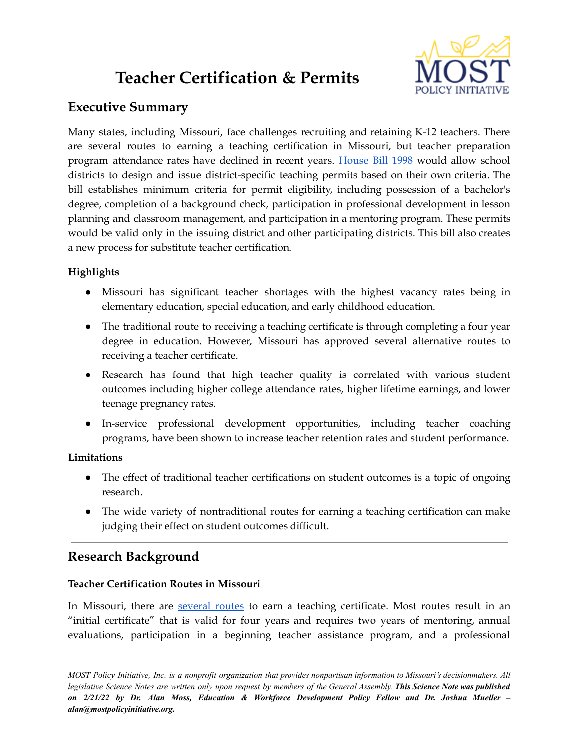# Teacher Certification & Permits

## Executive Summary

Many states, including Missouri, face challenges recruiting and retaining K-12 teachers. There are several routes to earning a teaching certification in Missouri, but teacher preparation program attendance rates have declined in recent years. House Bill 1998 would allow school districts to design and issue district-specific teaching permits based on their own criteria. The bill establishes minimum criteria for permit eligibility, including possession of a bachelor's degree, completion of a background check, participation in professional development in lesson planning and classroom management, and participation in a mentoring program. These permits would be valid only in the issuing district and other participating districts. This bill also creates a new process for substitute teacher certification.

### Highlights

- Missouri has significant teacher shortages with the highest vacancy rates being in elementary education, special education, and early childhood education.
- The traditional route to receiving a teaching certificate is through completing a four year degree in education. However, Missouri has approved several alternative routes to receiving a teacher certificate.
- Research has found that high teacher quality is correlated with various student outcomes including higher college attendance rates, higher lifetime earnings, and lower teenage pregnancy rates.
- In-service professional development opportunities, including teacher coaching programs, have been shown to increase teacher retention rates and student performance.

### Limitations

- The effect of traditional teacher certifications on student outcomes is a topic of ongoing research.
- The wide variety of nontraditional routes for earning a teaching certification can make judging their effect on student outcomes difficult.

---

## Research Background

### Teacher Certification Routes in Missouri

In Missouri, there are several routes to earn a teaching certificate. Most routes result in an "initial certificate" that is valid for four years and requires two years of mentoring, annual evaluations, participation in a beginning teacher assistance program, and a professional

*MOST Policy Initiative, Inc. is a nonprofit organization that provides nonpartisan information to Missouri's decisionmakers. All legislative Science Notes are written only upon request by members of the General Assembly.* ***This Science Note was published on 2/21/22 by Dr. Alan Moss, Education & Workforce Development Policy Fellow and Dr. Joshua Mueller – alan@mostpolicyinitiative.org.***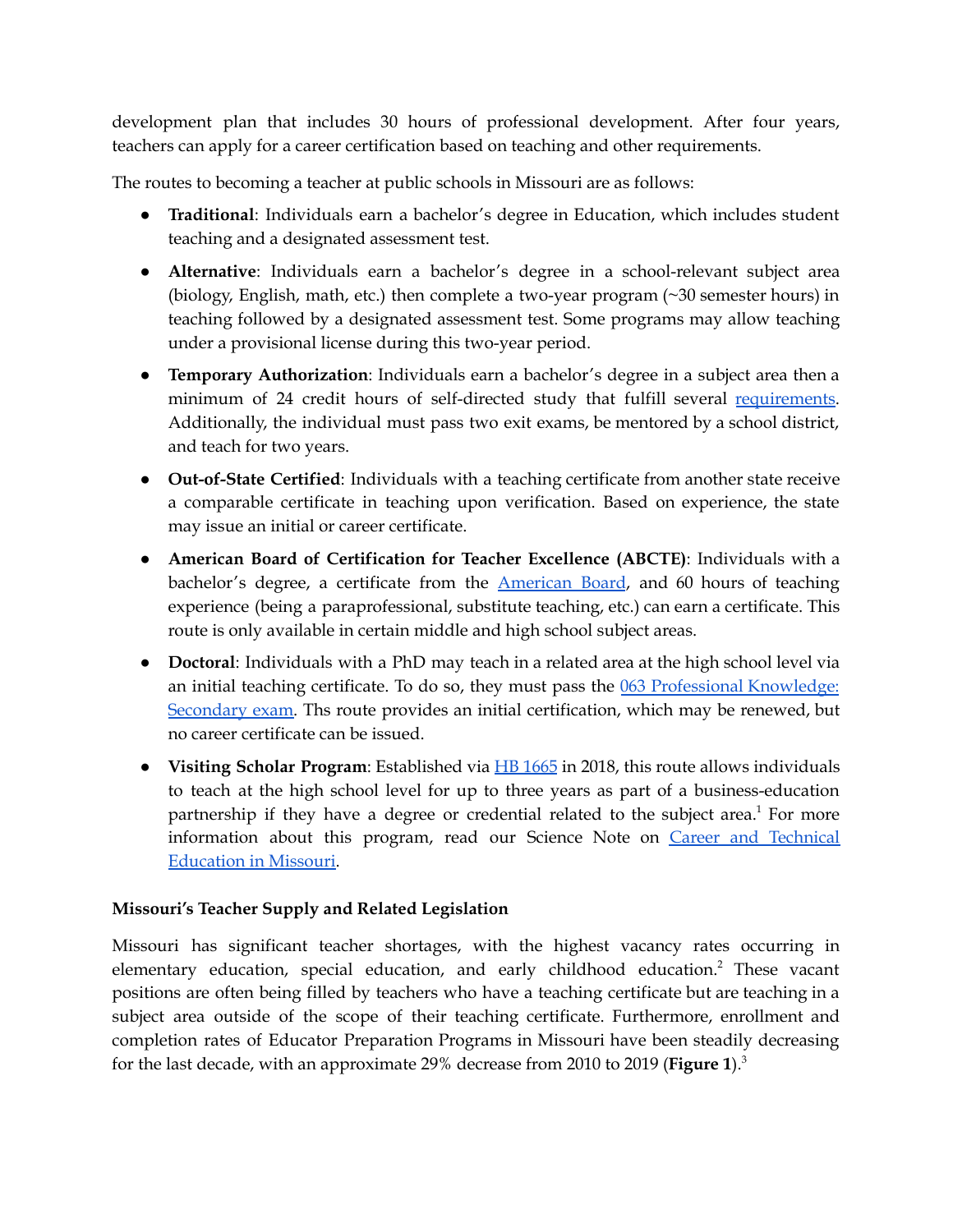development plan that includes 30 hours of professional development. After four years, teachers can apply for a career certification based on teaching and other requirements.

The routes to becoming a teacher at public schools in Missouri are as follows:

- **Traditional**: Individuals earn a bachelor's degree in Education, which includes student teaching and a designated assessment test.
- **Alternative**: Individuals earn a bachelor's degree in a school-relevant subject area (biology, English, math, etc.) then complete a two-year program (~30 semester hours) in teaching followed by a designated assessment test. Some programs may allow teaching under a provisional license during this two-year period.
- **Temporary Authorization**: Individuals earn a bachelor's degree in a subject area then a minimum of 24 credit hours of self-directed study that fulfill several requirements. Additionally, the individual must pass two exit exams, be mentored by a school district, and teach for two years.
- **Out-of-State Certified**: Individuals with a teaching certificate from another state receive a comparable certificate in teaching upon verification. Based on experience, the state may issue an initial or career certificate.
- **American Board of Certification for Teacher Excellence (ABCTE)**: Individuals with a bachelor's degree, a certificate from the American Board, and 60 hours of teaching experience (being a paraprofessional, substitute teaching, etc.) can earn a certificate. This route is only available in certain middle and high school subject areas.
- **Doctoral**: Individuals with a PhD may teach in a related area at the high school level via an initial teaching certificate. To do so, they must pass the 063 Professional Knowledge: Secondary exam. Ths route provides an initial certification, which may be renewed, but no career certificate can be issued.
- **Visiting Scholar Program**: Established via HB 1665 in 2018, this route allows individuals to teach at the high school level for up to three years as part of a business-education partnership if they have a degree or credential related to the subject area.[1] For more information about this program, read our Science Note on Career and Technical Education in Missouri.

**Missouri's Teacher Supply and Related Legislation**

Missouri has significant teacher shortages, with the highest vacancy rates occurring in elementary education, special education, and early childhood education.[2] These vacant positions are often being filled by teachers who have a teaching certificate but are teaching in a subject area outside of the scope of their teaching certificate. Furthermore, enrollment and completion rates of Educator Preparation Programs in Missouri have been steadily decreasing for the last decade, with an approximate 29% decrease from 2010 to 2019 (**Figure 1**).[3]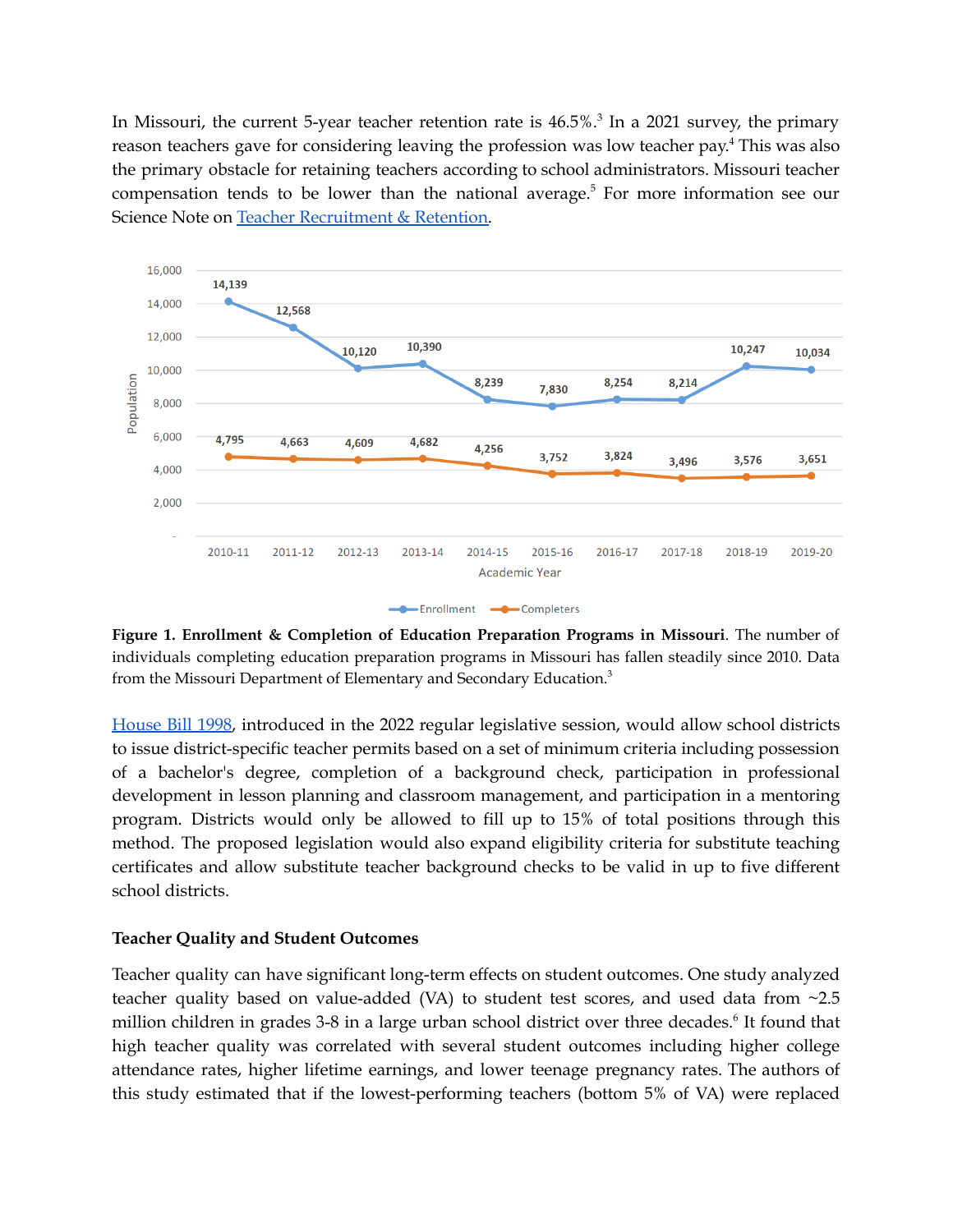In Missouri, the current 5-year teacher retention rate is 46.5%.[3] In a 2021 survey, the primary reason teachers gave for considering leaving the profession was low teacher pay.[4] This was also the primary obstacle for retaining teachers according to school administrators. Missouri teacher compensation tends to be lower than the national average.[5] For more information see our Science Note on [Teacher Recruitment & Retention](#).

**Figure 1. Enrollment & Completion of Education Preparation Programs in Missouri**. The number of individuals completing education preparation programs in Missouri has fallen steadily since 2010. Data from the Missouri Department of Elementary and Secondary Education.[3]

[House Bill 1998](#), introduced in the 2022 regular legislative session, would allow school districts to issue district-specific teacher permits based on a set of minimum criteria including possession of a bachelor's degree, completion of a background check, participation in professional development in lesson planning and classroom management, and participation in a mentoring program. Districts would only be allowed to fill up to 15% of total positions through this method. The proposed legislation would also expand eligibility criteria for substitute teaching certificates and allow substitute teacher background checks to be valid in up to five different school districts.

**Teacher Quality and Student Outcomes**

Teacher quality can have significant long-term effects on student outcomes. One study analyzed teacher quality based on value-added (VA) to student test scores, and used data from ~2.5 million children in grades 3-8 in a large urban school district over three decades.[6] It found that high teacher quality was correlated with several student outcomes including higher college attendance rates, higher lifetime earnings, and lower teenage pregnancy rates. The authors of this study estimated that if the lowest-performing teachers (bottom 5% of VA) were replaced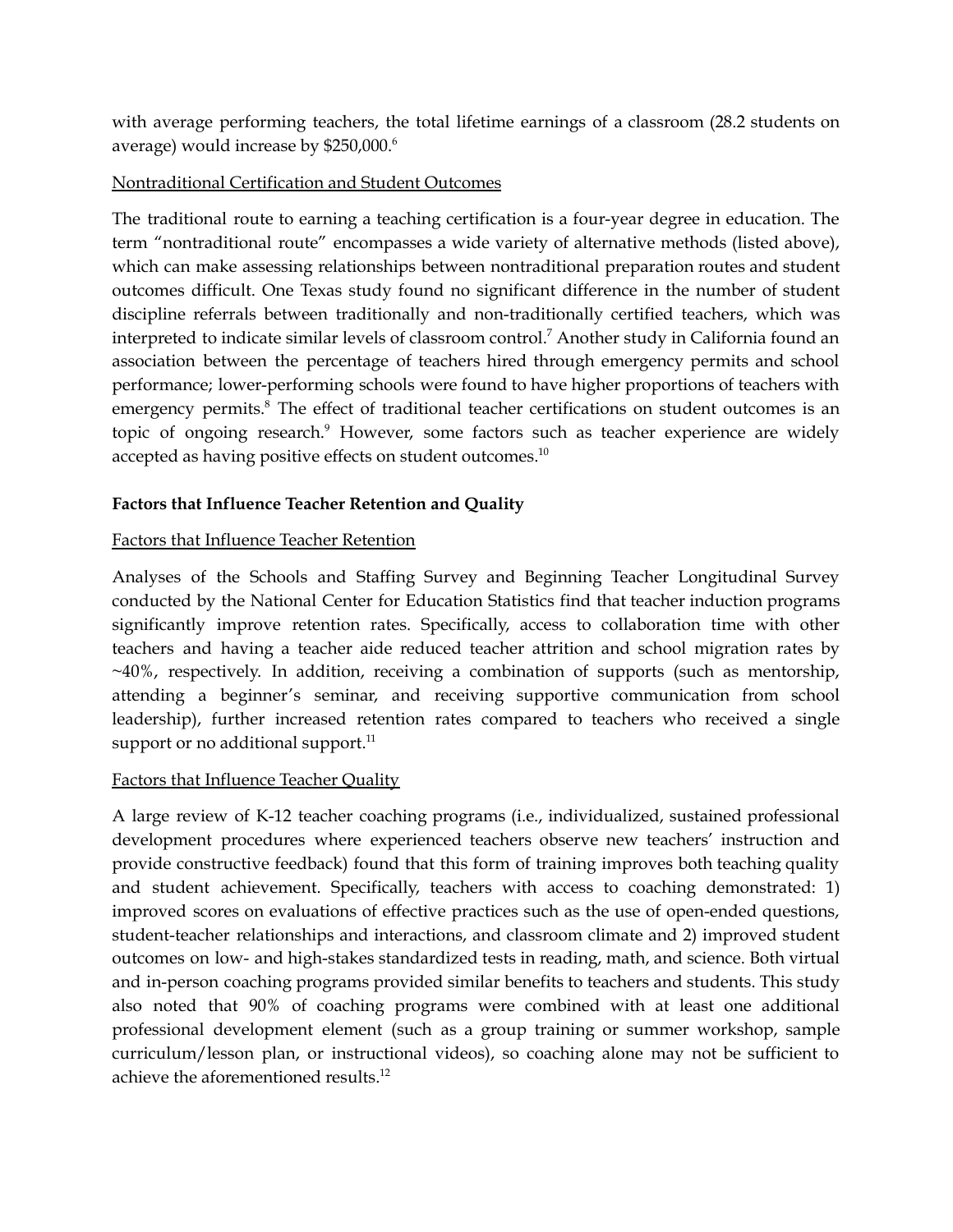with average performing teachers, the total lifetime earnings of a classroom (28.2 students on average) would increase by $250,000.[6]

Nontraditional Certification and Student Outcomes

The traditional route to earning a teaching certification is a four-year degree in education. The term "nontraditional route" encompasses a wide variety of alternative methods (listed above), which can make assessing relationships between nontraditional preparation routes and student outcomes difficult. One Texas study found no significant difference in the number of student discipline referrals between traditionally and non-traditionally certified teachers, which was interpreted to indicate similar levels of classroom control.[7] Another study in California found an association between the percentage of teachers hired through emergency permits and school performance; lower-performing schools were found to have higher proportions of teachers with emergency permits.[8] The effect of traditional teacher certifications on student outcomes is an topic of ongoing research.[9] However, some factors such as teacher experience are widely accepted as having positive effects on student outcomes.[10]

## Factors that Influence Teacher Retention and Quality

Factors that Influence Teacher Retention

Analyses of the Schools and Staffing Survey and Beginning Teacher Longitudinal Survey conducted by the National Center for Education Statistics find that teacher induction programs significantly improve retention rates. Specifically, access to collaboration time with other teachers and having a teacher aide reduced teacher attrition and school migration rates by ~40%, respectively. In addition, receiving a combination of supports (such as mentorship, attending a beginner's seminar, and receiving supportive communication from school leadership), further increased retention rates compared to teachers who received a single support or no additional support.[11]

Factors that Influence Teacher Quality

A large review of K-12 teacher coaching programs (i.e., individualized, sustained professional development procedures where experienced teachers observe new teachers' instruction and provide constructive feedback) found that this form of training improves both teaching quality and student achievement. Specifically, teachers with access to coaching demonstrated: 1) improved scores on evaluations of effective practices such as the use of open-ended questions, student-teacher relationships and interactions, and classroom climate and 2) improved student outcomes on low- and high-stakes standardized tests in reading, math, and science. Both virtual and in-person coaching programs provided similar benefits to teachers and students. This study also noted that 90% of coaching programs were combined with at least one additional professional development element (such as a group training or summer workshop, sample curriculum/lesson plan, or instructional videos), so coaching alone may not be sufficient to achieve the aforementioned results.[12]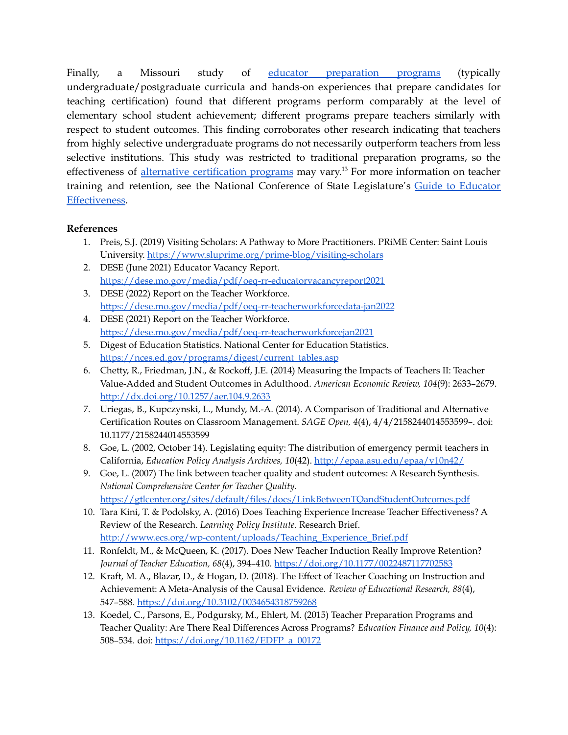Finally, a Missouri study of [educator preparation programs](#) (typically undergraduate/postgraduate curricula and hands-on experiences that prepare candidates for teaching certification) found that different programs perform comparably at the level of elementary school student achievement; different programs prepare teachers similarly with respect to student outcomes. This finding corroborates other research indicating that teachers from highly selective undergraduate programs do not necessarily outperform teachers from less selective institutions. This study was restricted to traditional preparation programs, so the effectiveness of [alternative certification programs](#) may vary.[13] For more information on teacher training and retention, see the National Conference of State Legislature's [Guide to Educator Effectiveness](#).

**References**

1. Preis, S.J. (2019) Visiting Scholars: A Pathway to More Practitioners. PRiME Center: Saint Louis University. https://www.sluprime.org/prime-blog/visiting-scholars
2. DESE (June 2021) Educator Vacancy Report. https://dese.mo.gov/media/pdf/oeq-rr-educatorvacancyreport2021
3. DESE (2022) Report on the Teacher Workforce. https://dese.mo.gov/media/pdf/oeq-rr-teacherworkforcedata-jan2022
4. DESE (2021) Report on the Teacher Workforce. https://dese.mo.gov/media/pdf/oeq-rr-teacherworkforcejan2021
5. Digest of Education Statistics. National Center for Education Statistics. https://nces.ed.gov/programs/digest/current_tables.asp
6. Chetty, R., Friedman, J.N., & Rockoff, J.E. (2014) Measuring the Impacts of Teachers II: Teacher Value-Added and Student Outcomes in Adulthood. *American Economic Review, 104*(9): 2633–2679. http://dx.doi.org/10.1257/aer.104.9.2633
7. Uriegas, B., Kupczynski, L., Mundy, M.-A. (2014). A Comparison of Traditional and Alternative Certification Routes on Classroom Management. *SAGE Open, 4*(4), 4/4/2158244014553599–. doi: 10.1177/2158244014553599
8. Goe, L. (2002, October 14). Legislating equity: The distribution of emergency permit teachers in California, *Education Policy Analysis Archives, 10*(42). http://epaa.asu.edu/epaa/v10n42/
9. Goe, L. (2007) The link between teacher quality and student outcomes: A Research Synthesis. *National Comprehensive Center for Teacher Quality*. https://gtlcenter.org/sites/default/files/docs/LinkBetweenTQandStudentOutcomes.pdf
10. Tara Kini, T. & Podolsky, A. (2016) Does Teaching Experience Increase Teacher Effectiveness? A Review of the Research. *Learning Policy Institute.* Research Brief. http://www.ecs.org/wp-content/uploads/Teaching_Experience_Brief.pdf
11. Ronfeldt, M., & McQueen, K. (2017). Does New Teacher Induction Really Improve Retention? *Journal of Teacher Education, 68*(4), 394–410. https://doi.org/10.1177/0022487117702583
12. Kraft, M. A., Blazar, D., & Hogan, D. (2018). The Effect of Teacher Coaching on Instruction and Achievement: A Meta-Analysis of the Causal Evidence. *Review of Educational Research, 88*(4), 547–588. https://doi.org/10.3102/0034654318759268
13. Koedel, C., Parsons, E., Podgursky, M., Ehlert, M. (2015) Teacher Preparation Programs and Teacher Quality: Are There Real Differences Across Programs? *Education Finance and Policy, 10*(4): 508–534. doi: https://doi.org/10.1162/EDFP_a_00172